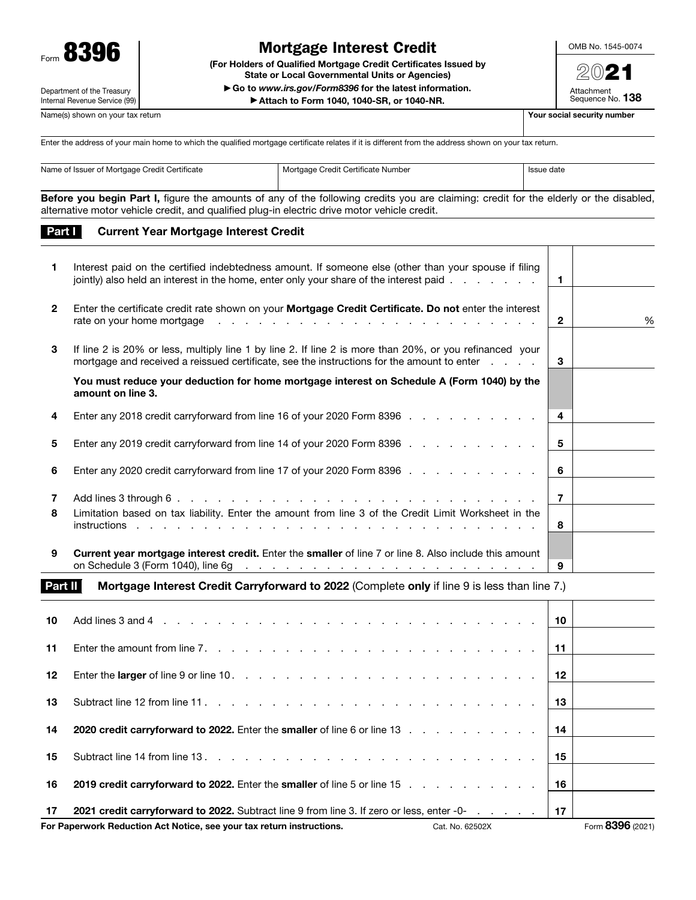Form **8396**

Department of the Treasury
Internal Revenue Service (99)

# Mortgage Interest Credit

**(For Holders of Qualified Mortgage Credit Certificates Issued by State or Local Governmental Units or Agencies)**

▶ **Go to** ***www.irs.gov/Form8396*** **for the latest information.**

▶ **Attach to Form 1040, 1040-SR, or 1040-NR.**

OMB No. 1545-0074

**2021**

Attachment Sequence No. **138**

| Name(s) shown on your tax return | Your social security number |
| --- | --- |
| | |

Enter the address of your main home to which the qualified mortgage certificate relates if it is different from the address shown on your tax return.

| Name of Issuer of Mortgage Credit Certificate | Mortgage Credit Certificate Number | Issue date |
| --- | --- | --- |
| | | |

**Before you begin Part I,** figure the amounts of any of the following credits you are claiming: credit for the elderly or the disabled, alternative motor vehicle credit, and qualified plug-in electric drive motor vehicle credit.

## Part I Current Year Mortgage Interest Credit

| | | | |
| --- | --- | --- | --- |
| **1** | Interest paid on the certified indebtedness amount. If someone else (other than your spouse if filing jointly) also held an interest in the home, enter only your share of the interest paid | **1** | |
| **2** | Enter the certificate credit rate shown on your **Mortgage Credit Certificate. Do not** enter the interest rate on your home mortgage | **2** | % |
| **3** | If line 2 is 20% or less, multiply line 1 by line 2. If line 2 is more than 20%, or you refinanced your mortgage and received a reissued certificate, see the instructions for the amount to enter | **3** | |
| | **You must reduce your deduction for home mortgage interest on Schedule A (Form 1040) by the amount on line 3.** | | |
| **4** | Enter any 2018 credit carryforward from line 16 of your 2020 Form 8396 | **4** | |
| **5** | Enter any 2019 credit carryforward from line 14 of your 2020 Form 8396 | **5** | |
| **6** | Enter any 2020 credit carryforward from line 17 of your 2020 Form 8396 | **6** | |
| **7** | Add lines 3 through 6 | **7** | |
| **8** | Limitation based on tax liability. Enter the amount from line 3 of the Credit Limit Worksheet in the instructions | **8** | |
| **9** | **Current year mortgage interest credit.** Enter the **smaller** of line 7 or line 8. Also include this amount on Schedule 3 (Form 1040), line 6g | **9** | |

## Part II Mortgage Interest Credit Carryforward to 2022 (Complete **only** if line 9 is less than line 7.)

| | | | |
| --- | --- | --- | --- |
| **10** | Add lines 3 and 4 | **10** | |
| **11** | Enter the amount from line 7 | **11** | |
| **12** | Enter the **larger** of line 9 or line 10 | **12** | |
| **13** | Subtract line 12 from line 11 | **13** | |
| **14** | **2020 credit carryforward to 2022.** Enter the **smaller** of line 6 or line 13 | **14** | |
| **15** | Subtract line 14 from line 13 | **15** | |
| **16** | **2019 credit carryforward to 2022.** Enter the **smaller** of line 5 or line 15 | **16** | |
| **17** | **2021 credit carryforward to 2022.** Subtract line 9 from line 3. If zero or less, enter -0- | **17** | |

**For Paperwork Reduction Act Notice, see your tax return instructions.** Cat. No. 62502X Form **8396** (2021)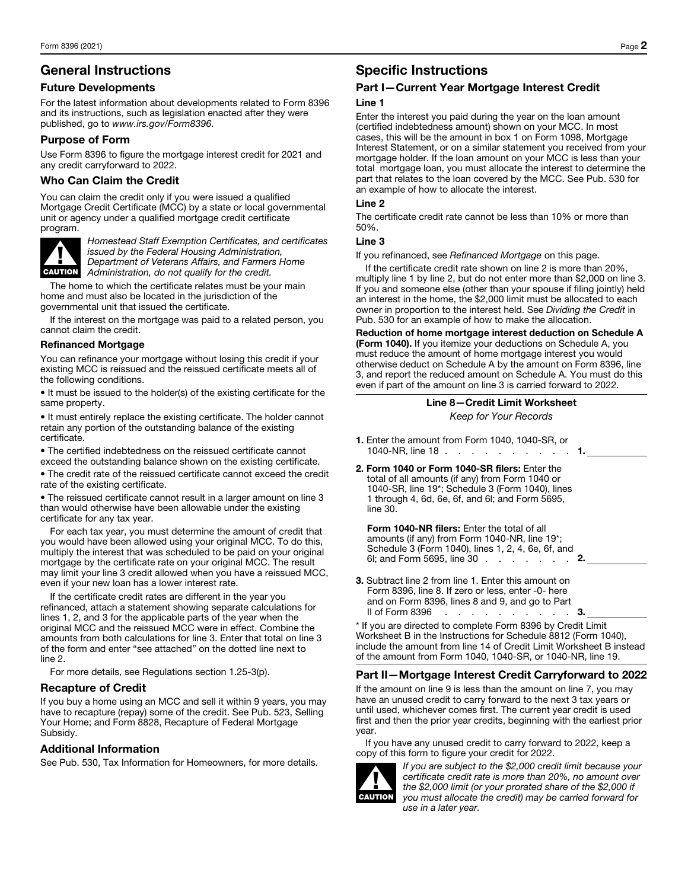## General Instructions

### Future Developments

For the latest information about developments related to Form 8396 and its instructions, such as legislation enacted after they were published, go to *www.irs.gov/Form8396*.

### Purpose of Form

Use Form 8396 to figure the mortgage interest credit for 2021 and any credit carryforward to 2022.

### Who Can Claim the Credit

You can claim the credit only if you were issued a qualified Mortgage Credit Certificate (MCC) by a state or local governmental unit or agency under a qualified mortgage credit certificate program.

**CAUTION** *Homestead Staff Exemption Certificates, and certificates issued by the Federal Housing Administration, Department of Veterans Affairs, and Farmers Home Administration, do not qualify for the credit.*

The home to which the certificate relates must be your main home and must also be located in the jurisdiction of the governmental unit that issued the certificate.

If the interest on the mortgage was paid to a related person, you cannot claim the credit.

#### Refinanced Mortgage

You can refinance your mortgage without losing this credit if your existing MCC is reissued and the reissued certificate meets all of the following conditions.

- It must be issued to the holder(s) of the existing certificate for the same property.
- It must entirely replace the existing certificate. The holder cannot retain any portion of the outstanding balance of the existing certificate.
- The certified indebtedness on the reissued certificate cannot exceed the outstanding balance shown on the existing certificate.
- The credit rate of the reissued certificate cannot exceed the credit rate of the existing certificate.
- The reissued certificate cannot result in a larger amount on line 3 than would otherwise have been allowable under the existing certificate for any tax year.

For each tax year, you must determine the amount of credit that you would have been allowed using your original MCC. To do this, multiply the interest that was scheduled to be paid on your original mortgage by the certificate rate on your original MCC. The result may limit your line 3 credit allowed when you have a reissued MCC, even if your new loan has a lower interest rate.

If the certificate credit rates are different in the year you refinanced, attach a statement showing separate calculations for lines 1, 2, and 3 for the applicable parts of the year when the original MCC and the reissued MCC were in effect. Combine the amounts from both calculations for line 3. Enter that total on line 3 of the form and enter "see attached" on the dotted line next to line 2.

For more details, see Regulations section 1.25-3(p).

### Recapture of Credit

If you buy a home using an MCC and sell it within 9 years, you may have to recapture (repay) some of the credit. See Pub. 523, Selling Your Home; and Form 8828, Recapture of Federal Mortgage Subsidy.

### Additional Information

See Pub. 530, Tax Information for Homeowners, for more details.

## Specific Instructions

### Part I—Current Year Mortgage Interest Credit

#### Line 1

Enter the interest you paid during the year on the loan amount (certified indebtedness amount) shown on your MCC. In most cases, this will be the amount in box 1 on Form 1098, Mortgage Interest Statement, or on a similar statement you received from your mortgage holder. If the loan amount on your MCC is less than your total mortgage loan, you must allocate the interest to determine the part that relates to the loan covered by the MCC. See Pub. 530 for an example of how to allocate the interest.

#### Line 2

The certificate credit rate cannot be less than 10% or more than 50%.

#### Line 3

If you refinanced, see *Refinanced Mortgage* on this page.

If the certificate credit rate shown on line 2 is more than 20%, multiply line 1 by line 2, but do not enter more than $2,000 on line 3. If you and someone else (other than your spouse if filing jointly) held an interest in the home, the $2,000 limit must be allocated to each owner in proportion to the interest held. See *Dividing the Credit* in Pub. 530 for an example of how to make the allocation.

**Reduction of home mortgage interest deduction on Schedule A (Form 1040).** If you itemize your deductions on Schedule A, you must reduce the amount of home mortgage interest you would otherwise deduct on Schedule A by the amount on Form 8396, line 3, and report the reduced amount on Schedule A. You must do this even if part of the amount on line 3 is carried forward to 2022.

#### Line 8—Credit Limit Worksheet

*Keep for Your Records*

**1.** Enter the amount from Form 1040, 1040-SR, or 1040-NR, line 18 . . . . . . . . . . . **1.** ________

**2. Form 1040 or Form 1040-SR filers:** Enter the total of all amounts (if any) from Form 1040 or 1040-SR, line 19*; Schedule 3 (Form 1040), lines 1 through 4, 6d, 6e, 6f, and 6l; and Form 5695, line 30.

**Form 1040-NR filers:** Enter the total of all amounts (if any) from Form 1040-NR, line 19*; Schedule 3 (Form 1040), lines 1, 2, 4, 6e, 6f, and 6l; and Form 5695, line 30 . . . . . . . **2.** ________

**3.** Subtract line 2 from line 1. Enter this amount on Form 8396, line 8. If zero or less, enter -0- here and on Form 8396, lines 8 and 9, and go to Part II of Form 8396 . . . . . . . . . . . **3.** ________

* If you are directed to complete Form 8396 by Credit Limit Worksheet B in the Instructions for Schedule 8812 (Form 1040), include the amount from line 14 of Credit Limit Worksheet B instead of the amount from Form 1040, 1040-SR, or 1040-NR, line 19.

### Part II—Mortgage Interest Credit Carryforward to 2022

If the amount on line 9 is less than the amount on line 7, you may have an unused credit to carry forward to the next 3 tax years or until used, whichever comes first. The current year credit is used first and then the prior year credits, beginning with the earliest prior year.

If you have any unused credit to carry forward to 2022, keep a copy of this form to figure your credit for 2022.

**CAUTION** *If you are subject to the $2,000 credit limit because your certificate credit rate is more than 20%, no amount over the $2,000 limit (or your prorated share of the $2,000 if you must allocate the credit) may be carried forward for use in a later year.*